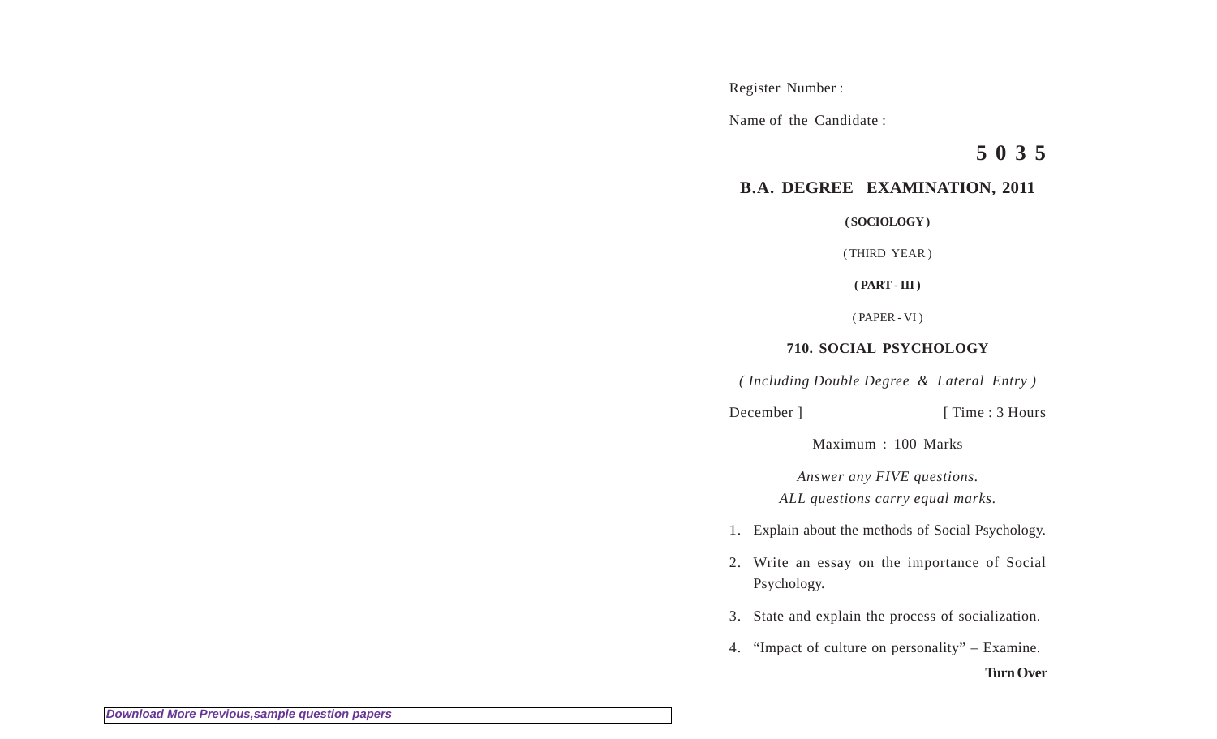Register Number :

Name of the Candidate :

**5 0 3 5**

## B.A. DEGREE EXAMINATION, 2011

**( SOCIOLOGY )**

( THIRD YEAR )

**( PART - III )**

( PAPER - VI )

**710. SOCIAL PSYCHOLOGY**

*( Including Double Degree & Lateral Entry )*

December ] [ Time : 3 Hours

Maximum : 100 Marks

*Answer any FIVE questions.*
*ALL questions carry equal marks.*

1. Explain about the methods of Social Psychology.
2. Write an essay on the importance of Social Psychology.
3. State and explain the process of socialization.
4. "Impact of culture on personality" – Examine.

**Turn Over**

*Download More Previous,sample question papers*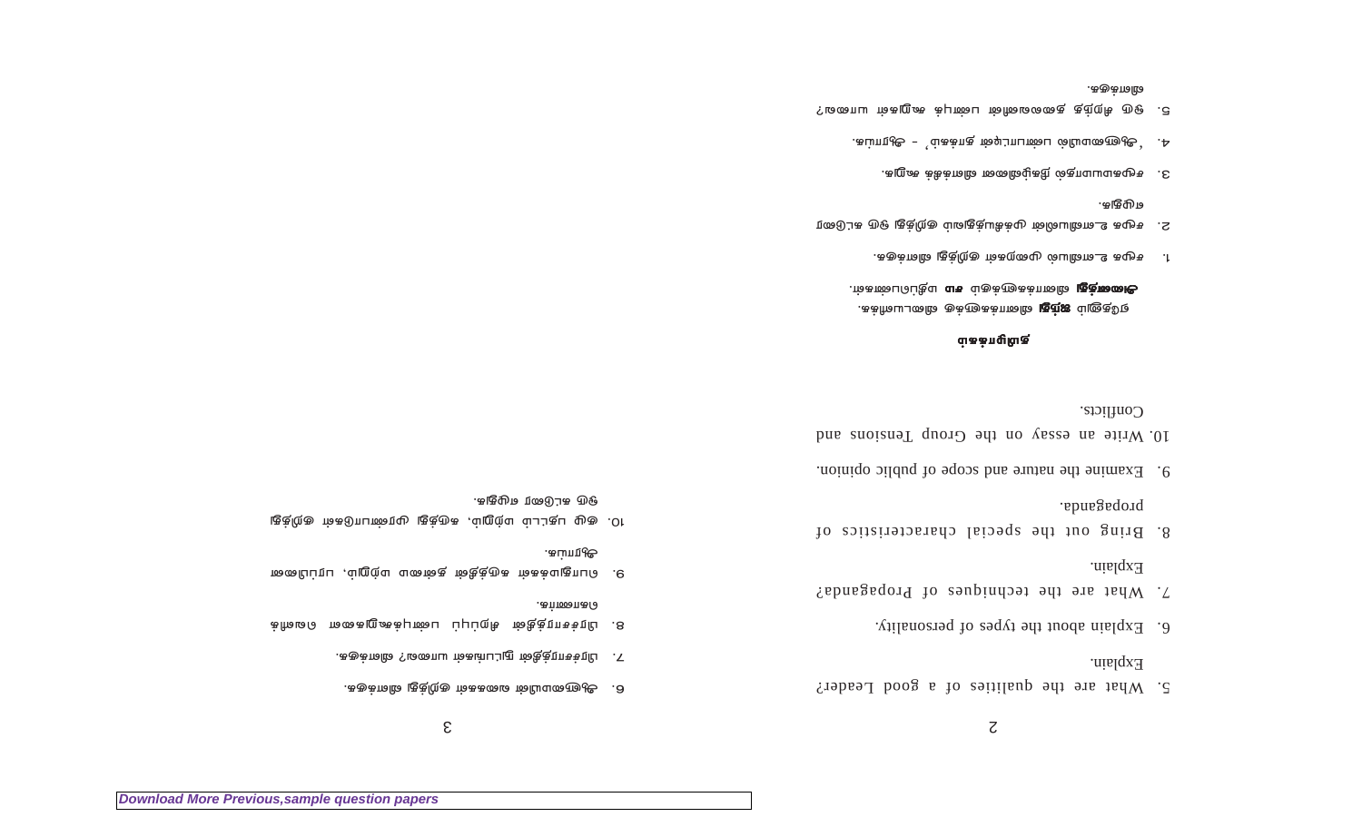5. What are the qualities of a good Leader? Explain.

6. Explain about the types of personality.

7. What are the techniques of Propaganda? Explain.

8. Bring out the special characteristics of propaganda.

9. Examine the nature and scope of public opinion.

10. Write an essay on the Group Tensions and Conflicts.

## தமிழாக்கம்

ஏதேனும் **மூன்று** வினாக்களுக்கு விடையளிக்க.
**அனைத்து** வினாக்களுக்கும் **சம** மதிப்பெண்கள்.

1. சமூக உளவியல் பொருள் குறித்து விவரிக்க.

2. சமூக உளவியலின் முக்கியத்துவம் குறித்து ஒரு கட்டுரை எழுதுக.

3. சமூகமயமாதல் நிறுவனங்களை விளக்கி கூறுக.

4. 'ஆளுமையில் பண்பாட்டின் தாக்கம்' – ஆராய்க.

5. ஒரு சிறந்த தலைவரின் பண்புக் கூறுகள் யாவை? விளக்குக.

6. ஆளுமையின் வகைகள் குறித்து விளக்குக.

7. பிரச்சாரத்தின் நுட்பங்கள் யாவை? விளக்குக.

8. பிரச்சாரத்தின் சிறப்புப் பண்புக்கூறுகளை வெளிக் கொணர்க.

9. பொதுமக்கள் கருத்தின் தன்மை மற்றும், பரப்பெல்லை ஆராய்க.

10. குழு பதட்டம் மற்றும், கருத்து முரண்பாடுகள் குறித்து ஒரு கட்டுரை எழுதுக.